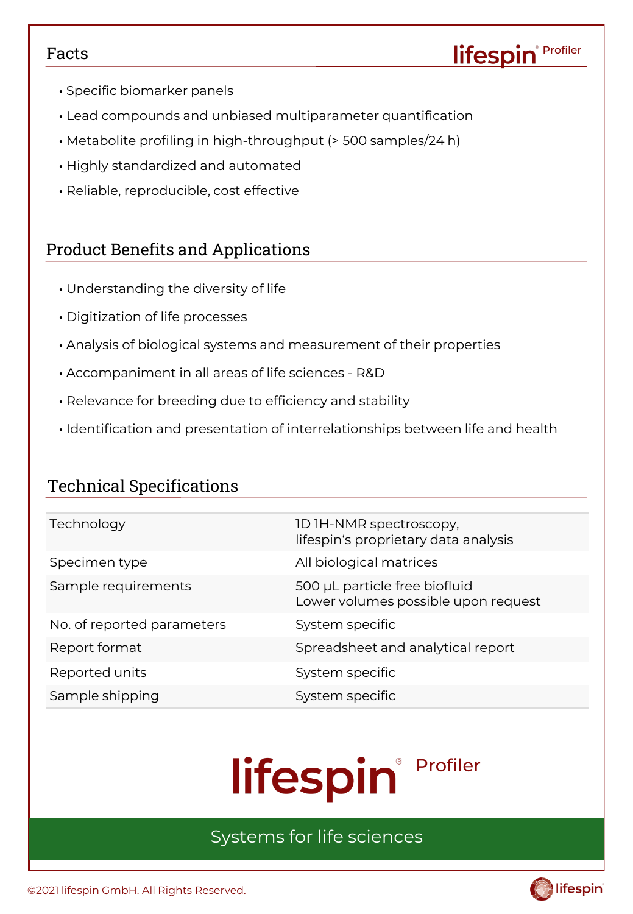## Facts

- Specific biomarker panels
- Lead compounds and unbiased multiparameter quantification
- Metabolite profiling in high-throughput (> 500 samples/24 h)
- Highly standardized and automated
- Reliable, reproducible, cost effective

## Product Benefits and Applications

- Understanding the diversity of life
- Digitization of life processes
- Analysis of biological systems and measurement of their properties
- Accompaniment in all areas of life sciences - R&D
- Relevance for breeding due to efficiency and stability
- Identification and presentation of interrelationships between life and health

## Technical Specifications

| | |
|---|---|
| Technology | 1D 1H-NMR spectroscopy, lifespin's proprietary data analysis |
| Specimen type | All biological matrices |
| Sample requirements | 500 µL particle free biofluid<br>Lower volumes possible upon request |
| No. of reported parameters | System specific |
| Report format | Spreadsheet and analytical report |
| Reported units | System specific |
| Sample shipping | System specific |

lifespin® Profiler

Systems for life sciences

©2021 lifespin GmbH. All Rights Reserved.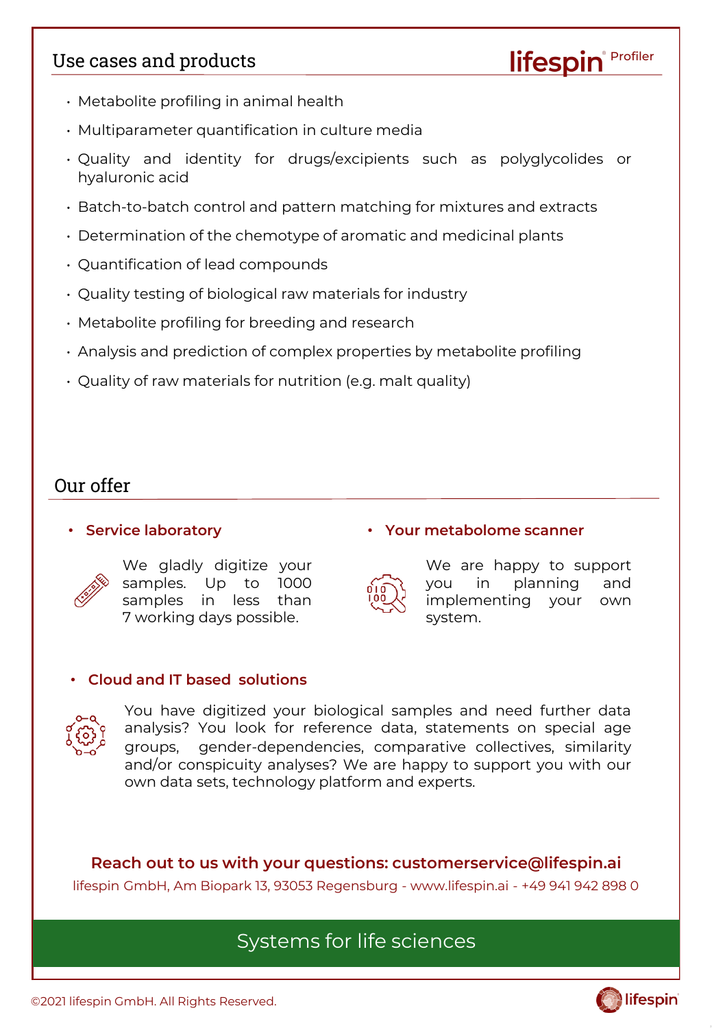## Use cases and products

- Metabolite profiling in animal health
- Multiparameter quantification in culture media
- Quality and identity for drugs/excipients such as polyglycolides or hyaluronic acid
- Batch-to-batch control and pattern matching for mixtures and extracts
- Determination of the chemotype of aromatic and medicinal plants
- Quantification of lead compounds
- Quality testing of biological raw materials for industry
- Metabolite profiling for breeding and research
- Analysis and prediction of complex properties by metabolite profiling
- Quality of raw materials for nutrition (e.g. malt quality)

## Our offer

- **Service laboratory**

  We gladly digitize your samples. Up to 1000 samples in less than 7 working days possible.

- **Your metabolome scanner**

  We are happy to support you in planning and implementing your own system.

- **Cloud and IT based solutions**

  You have digitized your biological samples and need further data analysis? You look for reference data, statements on special age groups, gender-dependencies, comparative collectives, similarity and/or conspicuity analyses? We are happy to support you with our own data sets, technology platform and experts.

**Reach out to us with your questions: customerservice@lifespin.ai**

lifespin GmbH, Am Biopark 13, 93053 Regensburg - www.lifespin.ai - +49 941 942 898 0

Systems for life sciences

©2021 lifespin GmbH. All Rights Reserved.